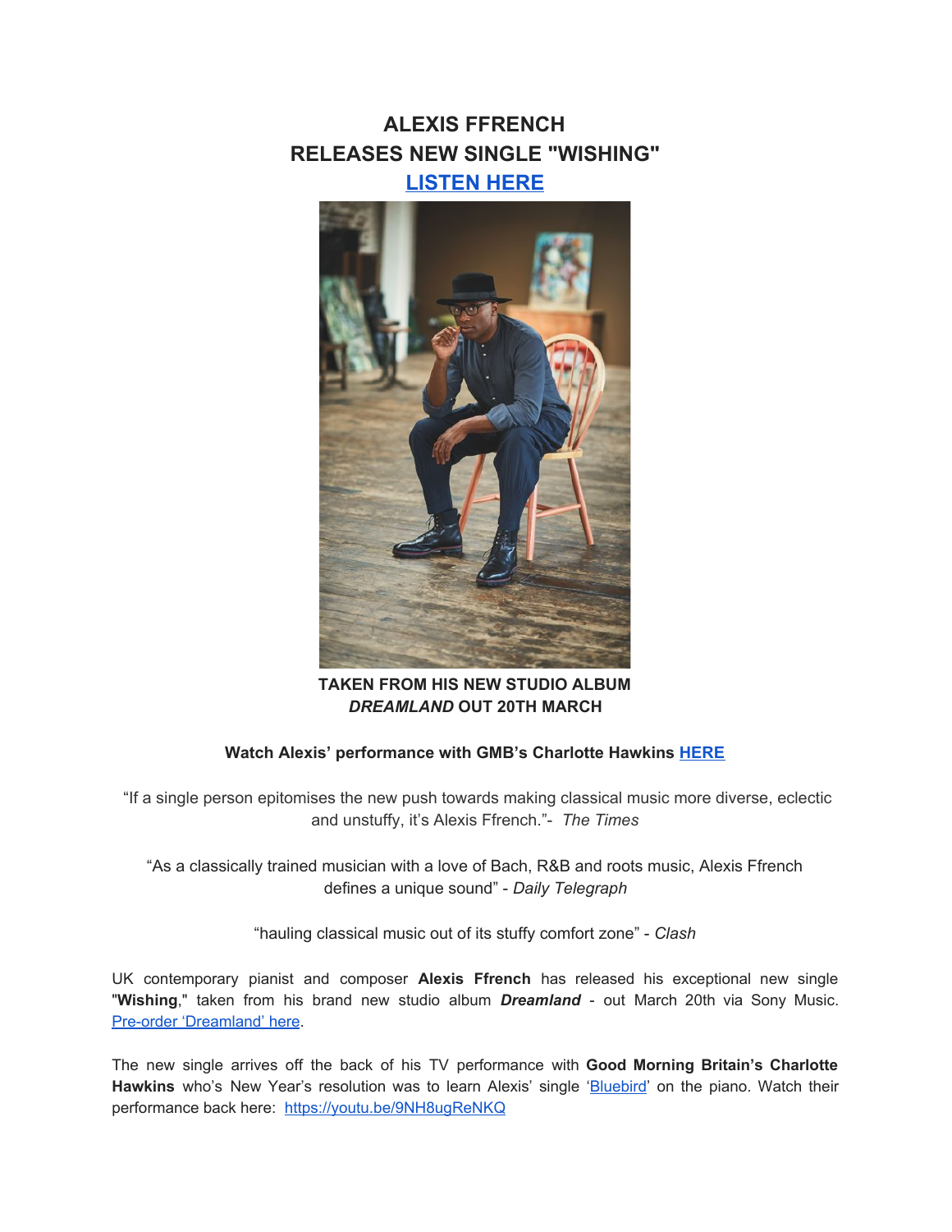# ALEXIS FFRENCH
# RELEASES NEW SINGLE "WISHING"
## [LISTEN HERE]()

**TAKEN FROM HIS NEW STUDIO ALBUM**
***DREAMLAND* OUT 20TH MARCH**

**Watch Alexis' performance with GMB's Charlotte Hawkins [HERE]()**

"If a single person epitomises the new push towards making classical music more diverse, eclectic and unstuffy, it's Alexis Ffrench."- *The Times*

"As a classically trained musician with a love of Bach, R&B and roots music, Alexis Ffrench defines a unique sound" - *Daily Telegraph*

"hauling classical music out of its stuffy comfort zone" - *Clash*

UK contemporary pianist and composer **Alexis Ffrench** has released his exceptional new single "**Wishing**," taken from his brand new studio album ***Dreamland*** - out March 20th via Sony Music. [Pre-order 'Dreamland' here]().

The new single arrives off the back of his TV performance with **Good Morning Britain's Charlotte Hawkins** who's New Year's resolution was to learn Alexis' single '[Bluebird]()' on the piano. Watch their performance back here: https://youtu.be/9NH8ugReNKQ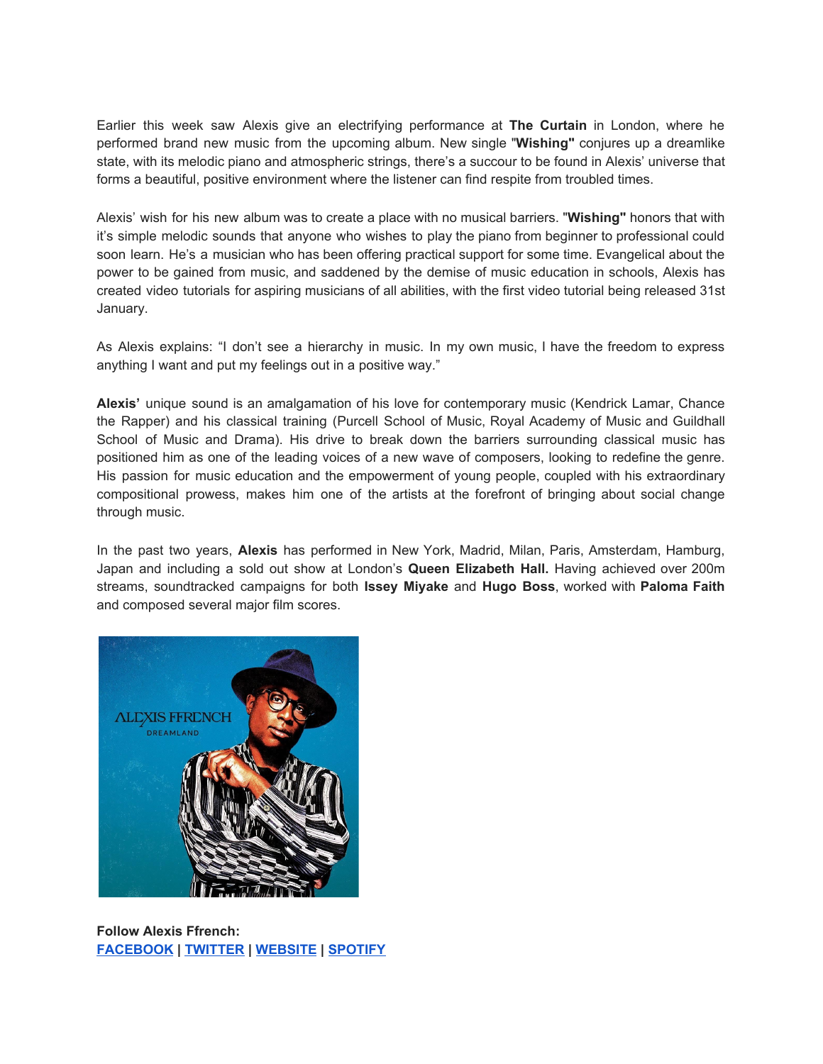Earlier this week saw Alexis give an electrifying performance at **The Curtain** in London, where he performed brand new music from the upcoming album. New single "**Wishing"** conjures up a dreamlike state, with its melodic piano and atmospheric strings, there's a succour to be found in Alexis' universe that forms a beautiful, positive environment where the listener can find respite from troubled times.

Alexis' wish for his new album was to create a place with no musical barriers. "**Wishing"** honors that with it's simple melodic sounds that anyone who wishes to play the piano from beginner to professional could soon learn. He's a musician who has been offering practical support for some time. Evangelical about the power to be gained from music, and saddened by the demise of music education in schools, Alexis has created video tutorials for aspiring musicians of all abilities, with the first video tutorial being released 31st January.

As Alexis explains: "I don't see a hierarchy in music. In my own music, I have the freedom to express anything I want and put my feelings out in a positive way."

**Alexis'** unique sound is an amalgamation of his love for contemporary music (Kendrick Lamar, Chance the Rapper) and his classical training (Purcell School of Music, Royal Academy of Music and Guildhall School of Music and Drama). His drive to break down the barriers surrounding classical music has positioned him as one of the leading voices of a new wave of composers, looking to redefine the genre. His passion for music education and the empowerment of young people, coupled with his extraordinary compositional prowess, makes him one of the artists at the forefront of bringing about social change through music.

In the past two years, **Alexis** has performed in New York, Madrid, Milan, Paris, Amsterdam, Hamburg, Japan and including a sold out show at London's **Queen Elizabeth Hall.** Having achieved over 200m streams, soundtracked campaigns for both **Issey Miyake** and **Hugo Boss**, worked with **Paloma Faith** and composed several major film scores.

ALEXIS FFRENCH
DREAMLAND

**Follow Alexis Ffrench:**
**FACEBOOK** | **TWITTER** | **WEBSITE** | **SPOTIFY**